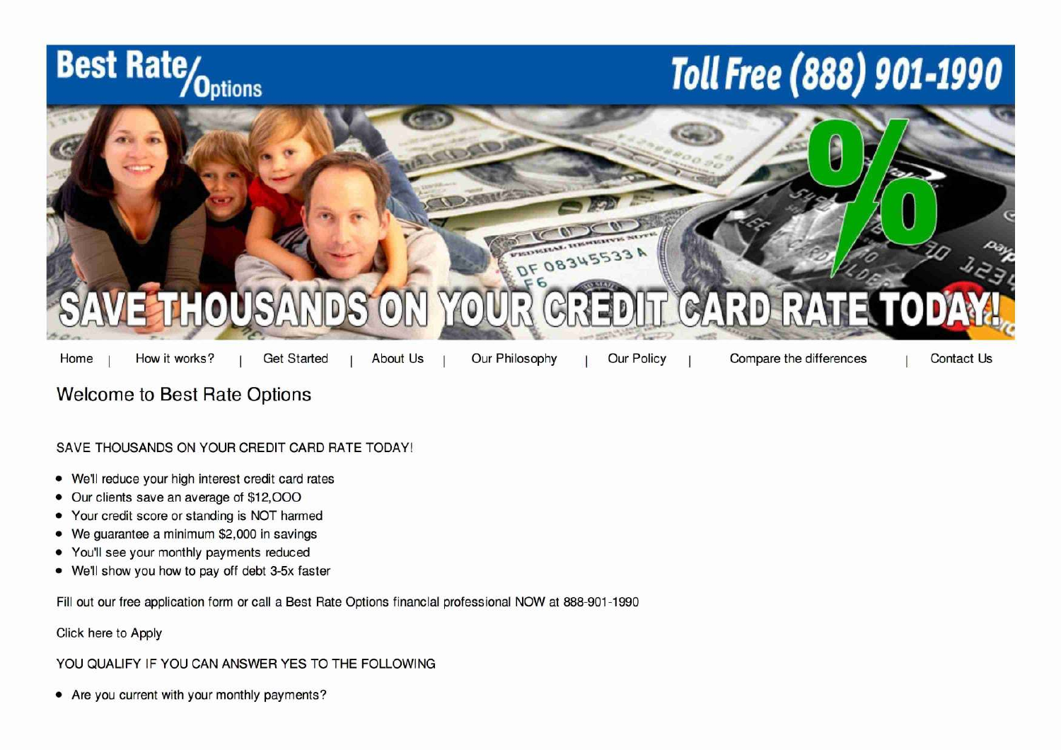# Best Rate/Options

**Toll Free (888) 901-1990**

**SAVE THOUSANDS ON YOUR CREDIT CARD RATE TODAY!**

Home | How it works? | Get Started | About Us | Our Philosophy | Our Policy | Compare the differences | Contact Us

## Welcome to Best Rate Options

SAVE THOUSANDS ON YOUR CREDIT CARD RATE TODAY!

- We'll reduce your high interest credit card rates
- Our clients save an average of $12,OOO
- Your credit score or standing is NOT harmed
- We guarantee a minimum $2,000 in savings
- You'll see your monthly payments reduced
- We'll show you how to pay off debt 3-5x faster

Fill out our free application form or call a Best Rate Options financial professional NOW at 888-901-1990

Click here to Apply

YOU QUALIFY IF YOU CAN ANSWER YES TO THE FOLLOWING

- Are you current with your monthly payments?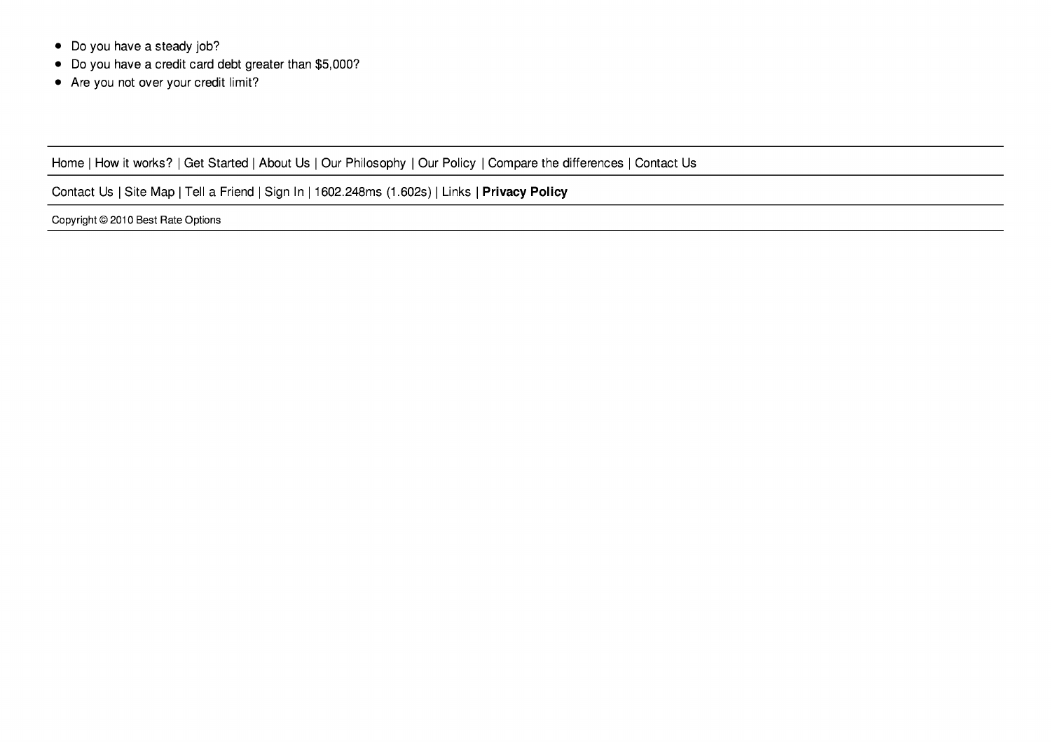- Do you have a steady job?
- Do you have a credit card debt greater than $5,000?
- Are you not over your credit limit?

---

Home | How it works? | Get Started | About Us | Our Philosophy | Our Policy | Compare the differences | Contact Us

---

Contact Us | Site Map | Tell a Friend | Sign In | 1602.248ms (1.602s) | Links | **Privacy Policy**

---

Copyright © 2010 Best Rate Options